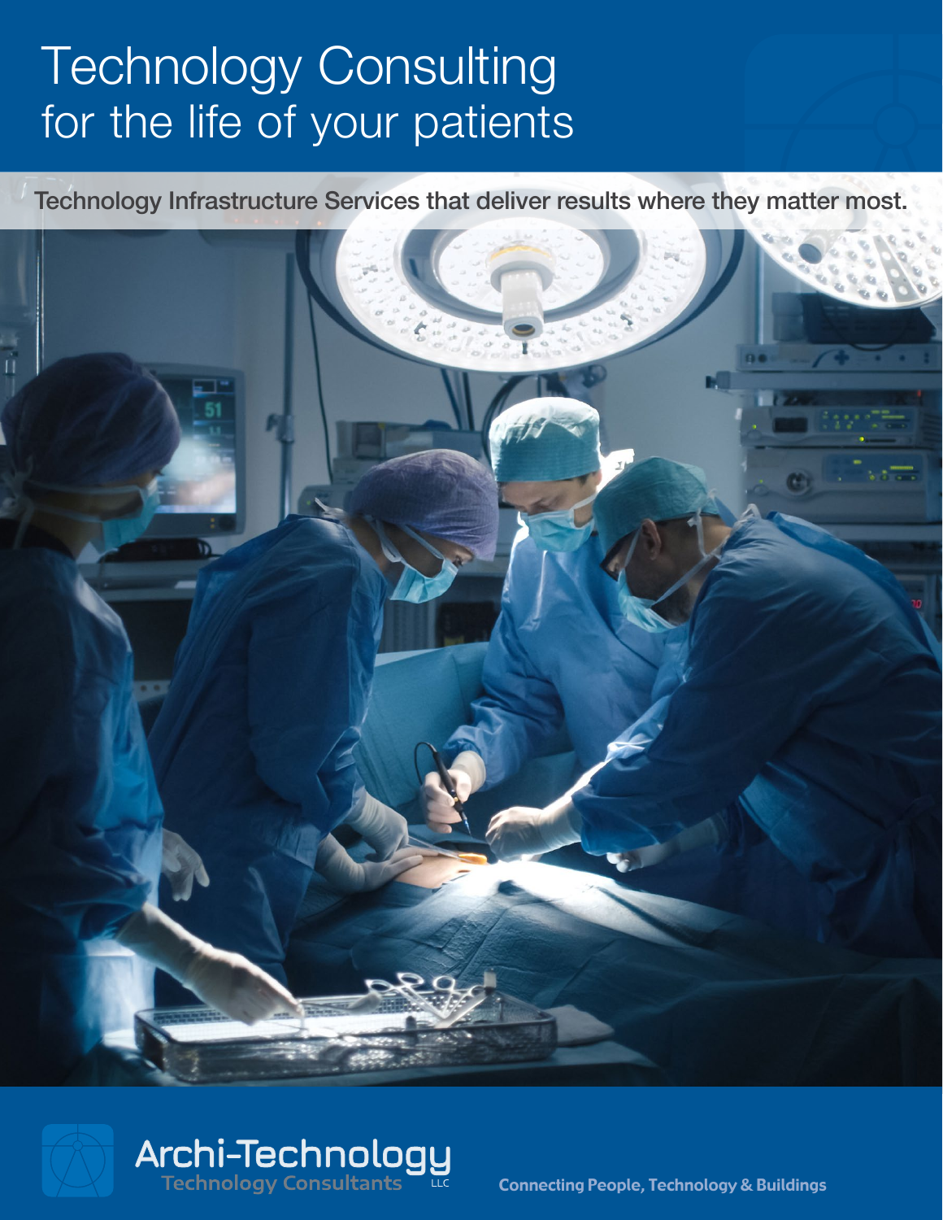# Technology Consulting for the life of your patients

Technology Infrastructure Services that deliver results where they matter most.

Archi-Technology
Technology Consultants LLC

Connecting People, Technology & Buildings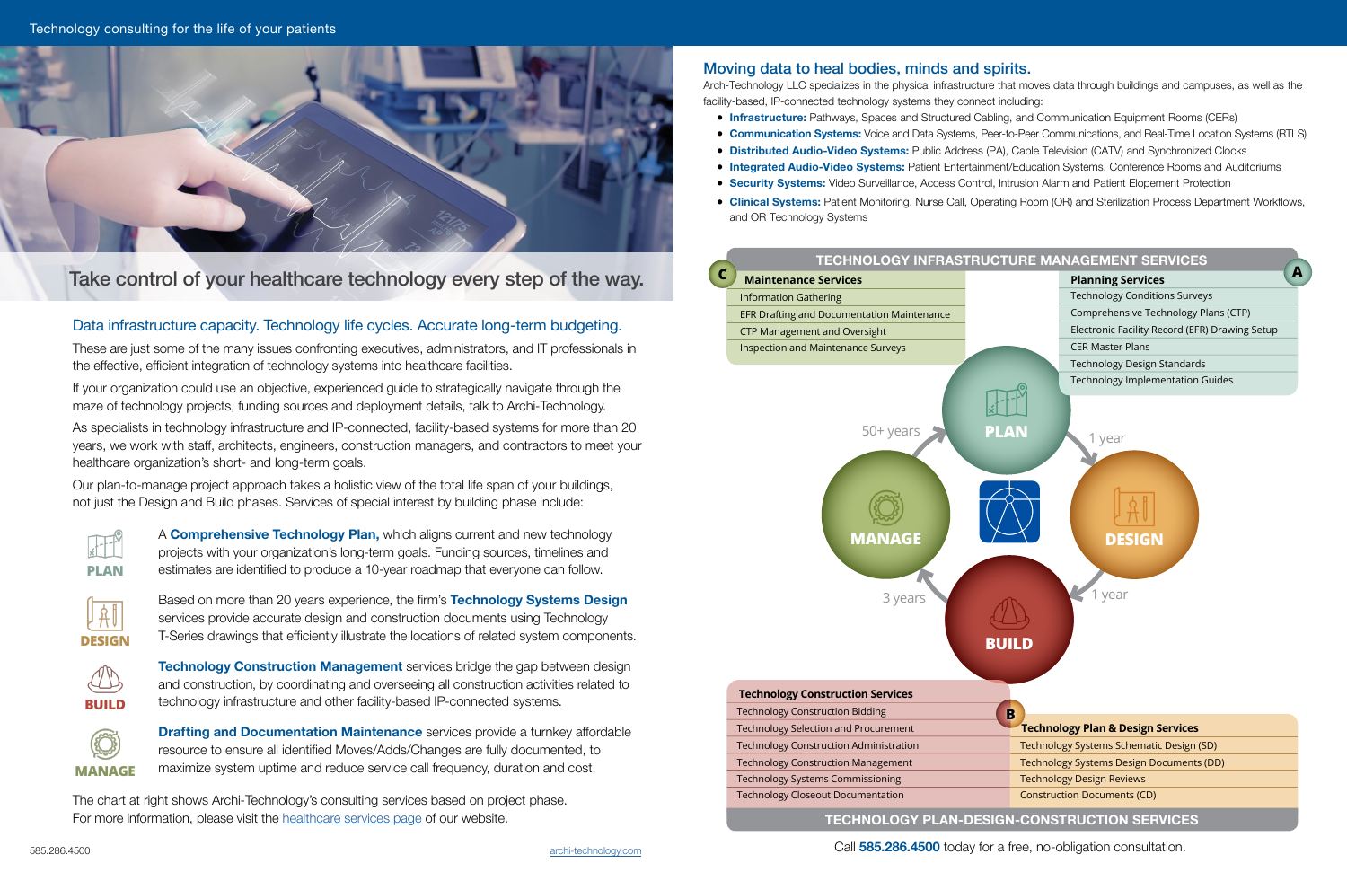Technology consulting for the life of your patients

## Take control of your healthcare technology every step of the way.

### Data infrastructure capacity. Technology life cycles. Accurate long-term budgeting.

These are just some of the many issues confronting executives, administrators, and IT professionals in the effective, efficient integration of technology systems into healthcare facilities.

If your organization could use an objective, experienced guide to strategically navigate through the maze of technology projects, funding sources and deployment details, talk to Archi-Technology.

As specialists in technology infrastructure and IP-connected, facility-based systems for more than 20 years, we work with staff, architects, engineers, construction managers, and contractors to meet your healthcare organization's short- and long-term goals.

Our plan-to-manage project approach takes a holistic view of the total life span of your buildings, not just the Design and Build phases. Services of special interest by building phase include:

**PLAN** — A **Comprehensive Technology Plan,** which aligns current and new technology projects with your organization's long-term goals. Funding sources, timelines and estimates are identified to produce a 10-year roadmap that everyone can follow.

**DESIGN** — Based on more than 20 years experience, the firm's **Technology Systems Design** services provide accurate design and construction documents using Technology T-Series drawings that efficiently illustrate the locations of related system components.

**BUILD** — **Technology Construction Management** services bridge the gap between design and construction, by coordinating and overseeing all construction activities related to technology infrastructure and other facility-based IP-connected systems.

**MANAGE** — **Drafting and Documentation Maintenance** services provide a turnkey affordable resource to ensure all identified Moves/Adds/Changes are fully documented, to maximize system uptime and reduce service call frequency, duration and cost.

The chart at right shows Archi-Technology's consulting services based on project phase. For more information, please visit the healthcare services page of our website.

## Moving data to heal bodies, minds and spirits.

Arch-Technology LLC specializes in the physical infrastructure that moves data through buildings and campuses, as well as the facility-based, IP-connected technology systems they connect including:

- **Infrastructure:** Pathways, Spaces and Structured Cabling, and Communication Equipment Rooms (CERs)
- **Communication Systems:** Voice and Data Systems, Peer-to-Peer Communications, and Real-Time Location Systems (RTLS)
- **Distributed Audio-Video Systems:** Public Address (PA), Cable Television (CATV) and Synchronized Clocks
- **Integrated Audio-Video Systems:** Patient Entertainment/Education Systems, Conference Rooms and Auditoriums
- **Security Systems:** Video Surveillance, Access Control, Intrusion Alarm and Patient Elopement Protection
- **Clinical Systems:** Patient Monitoring, Nurse Call, Operating Room (OR) and Sterilization Process Department Workflows, and OR Technology Systems

### TECHNOLOGY INFRASTRUCTURE MANAGEMENT SERVICES

**C — Maintenance Services**
- Information Gathering
- EFR Drafting and Documentation Maintenance
- CTP Management and Oversight
- Inspection and Maintenance Surveys

**A — Planning Services**
- Technology Conditions Surveys
- Comprehensive Technology Plans (CTP)
- Electronic Facility Record (EFR) Drawing Setup
- CER Master Plans
- Technology Design Standards
- Technology Implementation Guides

PLAN → (1 year) → DESIGN → (1 year) → BUILD → (3 years) → MANAGE → (50+ years) → PLAN

**Technology Construction Services**
- Technology Construction Bidding
- Technology Selection and Procurement
- Technology Construction Administration
- Technology Construction Management
- Technology Systems Commissioning
- Technology Closeout Documentation

**B — Technology Plan & Design Services**
- Technology Systems Schematic Design (SD)
- Technology Systems Design Documents (DD)
- Technology Design Reviews
- Construction Documents (CD)

### TECHNOLOGY PLAN-DESIGN-CONSTRUCTION SERVICES

Call **585.286.4500** today for a free, no-obligation consultation.

585.286.4500 archi-technology.com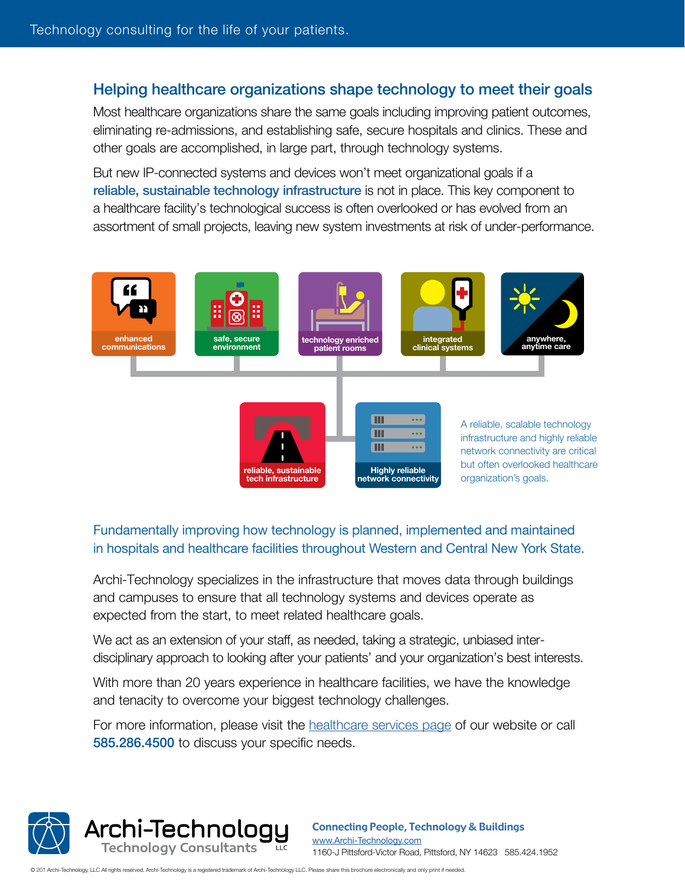Technology consulting for the life of your patients.

## Helping healthcare organizations shape technology to meet their goals

Most healthcare organizations share the same goals including improving patient outcomes, eliminating re-admissions, and establishing safe, secure hospitals and clinics. These and other goals are accomplished, in large part, through technology systems.

But new IP-connected systems and devices won't meet organizational goals if a reliable, sustainable technology infrastructure is not in place. This key component to a healthcare facility's technological success is often overlooked or has evolved from an assortment of small projects, leaving new system investments at risk of under-performance.

enhanced communications

safe, secure environment

technology enriched patient rooms

integrated clinical systems

anywhere, anytime care

reliable, sustainable tech infrastructure

Highly reliable network connectivity

A reliable, scalable technology infrastructure and highly reliable network connectivity are critical but often overlooked healthcare organization's goals.

### Fundamentally improving how technology is planned, implemented and maintained in hospitals and healthcare facilities throughout Western and Central New York State.

Archi-Technology specializes in the infrastructure that moves data through buildings and campuses to ensure that all technology systems and devices operate as expected from the start, to meet related healthcare goals.

We act as an extension of your staff, as needed, taking a strategic, unbiased inter-disciplinary approach to looking after your patients' and your organization's best interests.

With more than 20 years experience in healthcare facilities, we have the knowledge and tenacity to overcome your biggest technology challenges.

For more information, please visit the healthcare services page of our website or call **585.286.4500** to discuss your specific needs.

Archi-Technology
Technology Consultants LLC

**Connecting People, Technology & Buildings**
www.Archi-Technology.com
1160-J Pittsford-Victor Road, Pittsford, NY 14623   585.424.1952

© 201 Archi-Technology, LLC All rights reserved. Archi-Technology is a registered trademark of Archi-Technology LLC. Please share this brochure electronically and only print if needed.